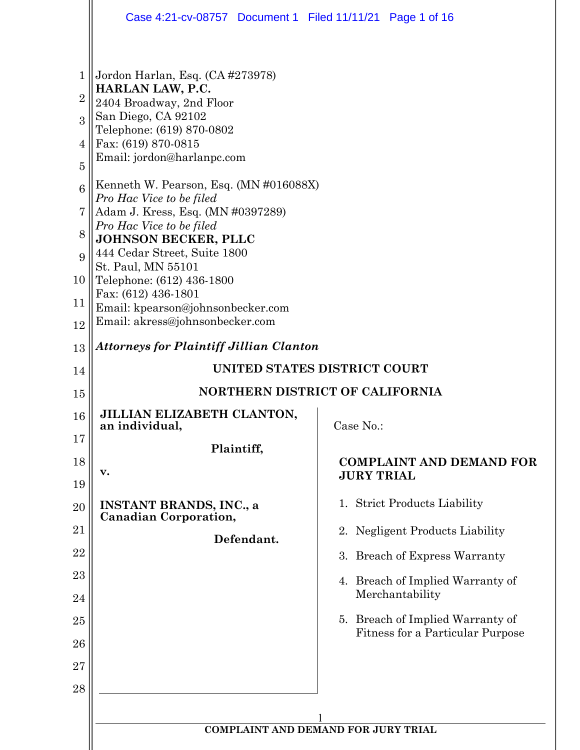Jordon Harlan, Esq. (CA #273978)
**HARLAN LAW, P.C.**
2404 Broadway, 2nd Floor
San Diego, CA 92102
Telephone: (619) 870-0802
Fax: (619) 870-0815
Email: jordon@harlanpc.com

Kenneth W. Pearson, Esq. (MN #016088X)
*Pro Hac Vice to be filed*
Adam J. Kress, Esq. (MN #0397289)
*Pro Hac Vice to be filed*
**JOHNSON BECKER, PLLC**
444 Cedar Street, Suite 1800
St. Paul, MN 55101
Telephone: (612) 436-1800
Fax: (612) 436-1801
Email: kpearson@johnsonbecker.com
Email: akress@johnsonbecker.com

***Attorneys for Plaintiff Jillian Clanton***

**UNITED STATES DISTRICT COURT**

**NORTHERN DISTRICT OF CALIFORNIA**

**JILLIAN ELIZABETH CLANTON, an individual,**

**Plaintiff,**

**v.**

**INSTANT BRANDS, INC., a Canadian Corporation,**

**Defendant.**

Case No.:

**COMPLAINT AND DEMAND FOR JURY TRIAL**

1. Strict Products Liability
2. Negligent Products Liability
3. Breach of Express Warranty
4. Breach of Implied Warranty of Merchantability
5. Breach of Implied Warranty of Fitness for a Particular Purpose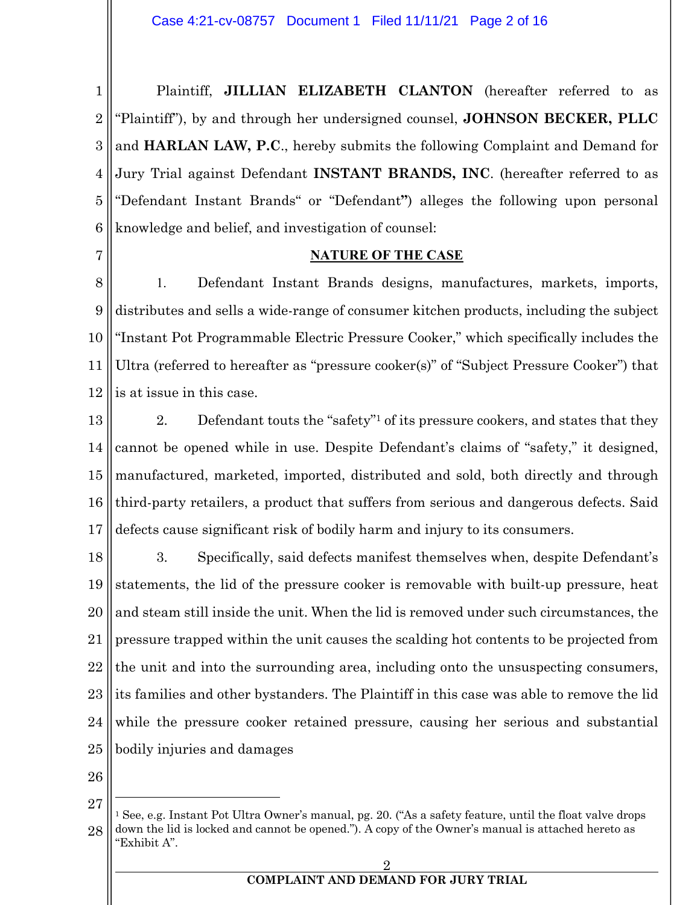Plaintiff, **JILLIAN ELIZABETH CLANTON** (hereafter referred to as "Plaintiff"), by and through her undersigned counsel, **JOHNSON BECKER, PLLC** and **HARLAN LAW, P.C**., hereby submits the following Complaint and Demand for Jury Trial against Defendant **INSTANT BRANDS, INC**. (hereafter referred to as "Defendant Instant Brands" or "Defendant**"**) alleges the following upon personal knowledge and belief, and investigation of counsel:

## NATURE OF THE CASE

1. Defendant Instant Brands designs, manufactures, markets, imports, distributes and sells a wide-range of consumer kitchen products, including the subject "Instant Pot Programmable Electric Pressure Cooker," which specifically includes the Ultra (referred to hereafter as "pressure cooker(s)" of "Subject Pressure Cooker") that is at issue in this case.

2. Defendant touts the "safety"[1] of its pressure cookers, and states that they cannot be opened while in use. Despite Defendant's claims of "safety," it designed, manufactured, marketed, imported, distributed and sold, both directly and through third-party retailers, a product that suffers from serious and dangerous defects. Said defects cause significant risk of bodily harm and injury to its consumers.

3. Specifically, said defects manifest themselves when, despite Defendant's statements, the lid of the pressure cooker is removable with built-up pressure, heat and steam still inside the unit. When the lid is removed under such circumstances, the pressure trapped within the unit causes the scalding hot contents to be projected from the unit and into the surrounding area, including onto the unsuspecting consumers, its families and other bystanders. The Plaintiff in this case was able to remove the lid while the pressure cooker retained pressure, causing her serious and substantial bodily injuries and damages

---

[1] See, e.g. Instant Pot Ultra Owner's manual, pg. 20. ("As a safety feature, until the float valve drops down the lid is locked and cannot be opened."). A copy of the Owner's manual is attached hereto as "Exhibit A".

**COMPLAINT AND DEMAND FOR JURY TRIAL**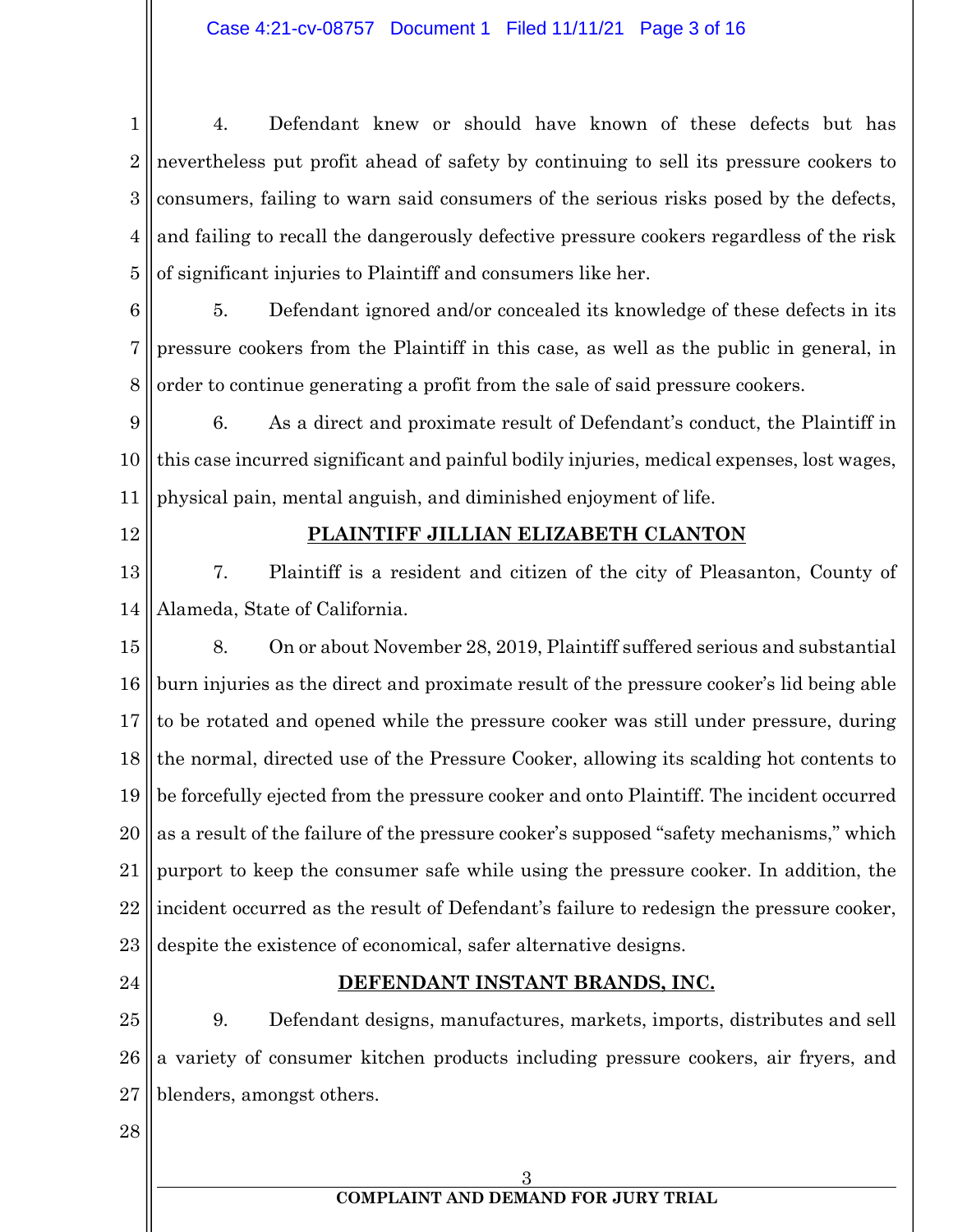4. Defendant knew or should have known of these defects but has nevertheless put profit ahead of safety by continuing to sell its pressure cookers to consumers, failing to warn said consumers of the serious risks posed by the defects, and failing to recall the dangerously defective pressure cookers regardless of the risk of significant injuries to Plaintiff and consumers like her.

5. Defendant ignored and/or concealed its knowledge of these defects in its pressure cookers from the Plaintiff in this case, as well as the public in general, in order to continue generating a profit from the sale of said pressure cookers.

6. As a direct and proximate result of Defendant's conduct, the Plaintiff in this case incurred significant and painful bodily injuries, medical expenses, lost wages, physical pain, mental anguish, and diminished enjoyment of life.

## PLAINTIFF JILLIAN ELIZABETH CLANTON

7. Plaintiff is a resident and citizen of the city of Pleasanton, County of Alameda, State of California.

8. On or about November 28, 2019, Plaintiff suffered serious and substantial burn injuries as the direct and proximate result of the pressure cooker's lid being able to be rotated and opened while the pressure cooker was still under pressure, during the normal, directed use of the Pressure Cooker, allowing its scalding hot contents to be forcefully ejected from the pressure cooker and onto Plaintiff. The incident occurred as a result of the failure of the pressure cooker's supposed "safety mechanisms," which purport to keep the consumer safe while using the pressure cooker. In addition, the incident occurred as the result of Defendant's failure to redesign the pressure cooker, despite the existence of economical, safer alternative designs.

## DEFENDANT INSTANT BRANDS, INC.

9. Defendant designs, manufactures, markets, imports, distributes and sell a variety of consumer kitchen products including pressure cookers, air fryers, and blenders, amongst others.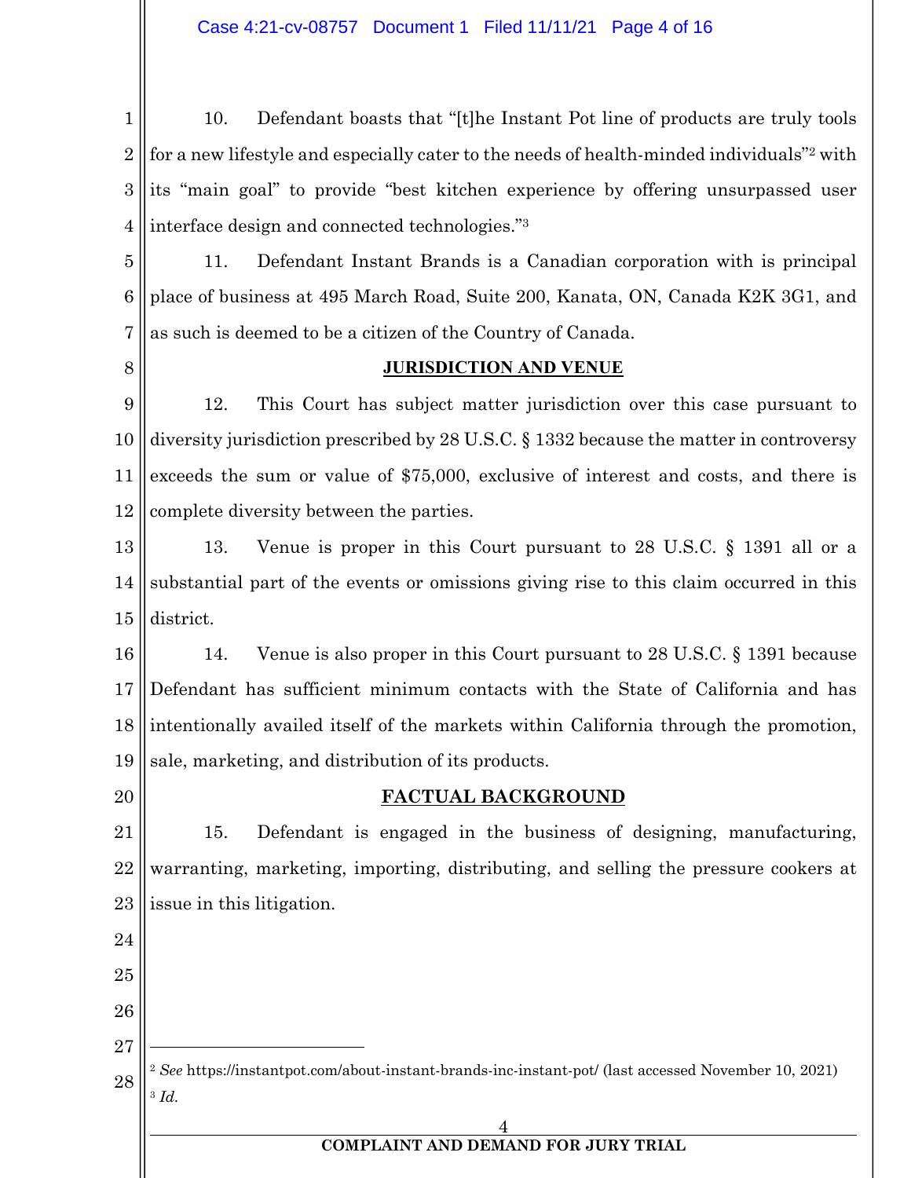10. Defendant boasts that "[t]he Instant Pot line of products are truly tools for a new lifestyle and especially cater to the needs of health-minded individuals"[2] with its "main goal" to provide "best kitchen experience by offering unsurpassed user interface design and connected technologies."[3]

11. Defendant Instant Brands is a Canadian corporation with is principal place of business at 495 March Road, Suite 200, Kanata, ON, Canada K2K 3G1, and as such is deemed to be a citizen of the Country of Canada.

## JURISDICTION AND VENUE

12. This Court has subject matter jurisdiction over this case pursuant to diversity jurisdiction prescribed by 28 U.S.C. § 1332 because the matter in controversy exceeds the sum or value of $75,000, exclusive of interest and costs, and there is complete diversity between the parties.

13. Venue is proper in this Court pursuant to 28 U.S.C. § 1391 all or a substantial part of the events or omissions giving rise to this claim occurred in this district.

14. Venue is also proper in this Court pursuant to 28 U.S.C. § 1391 because Defendant has sufficient minimum contacts with the State of California and has intentionally availed itself of the markets within California through the promotion, sale, marketing, and distribution of its products.

## FACTUAL BACKGROUND

15. Defendant is engaged in the business of designing, manufacturing, warranting, marketing, importing, distributing, and selling the pressure cookers at issue in this litigation.

---

[2] *See* https://instantpot.com/about-instant-brands-inc-instant-pot/ (last accessed November 10, 2021)

[3] *Id.*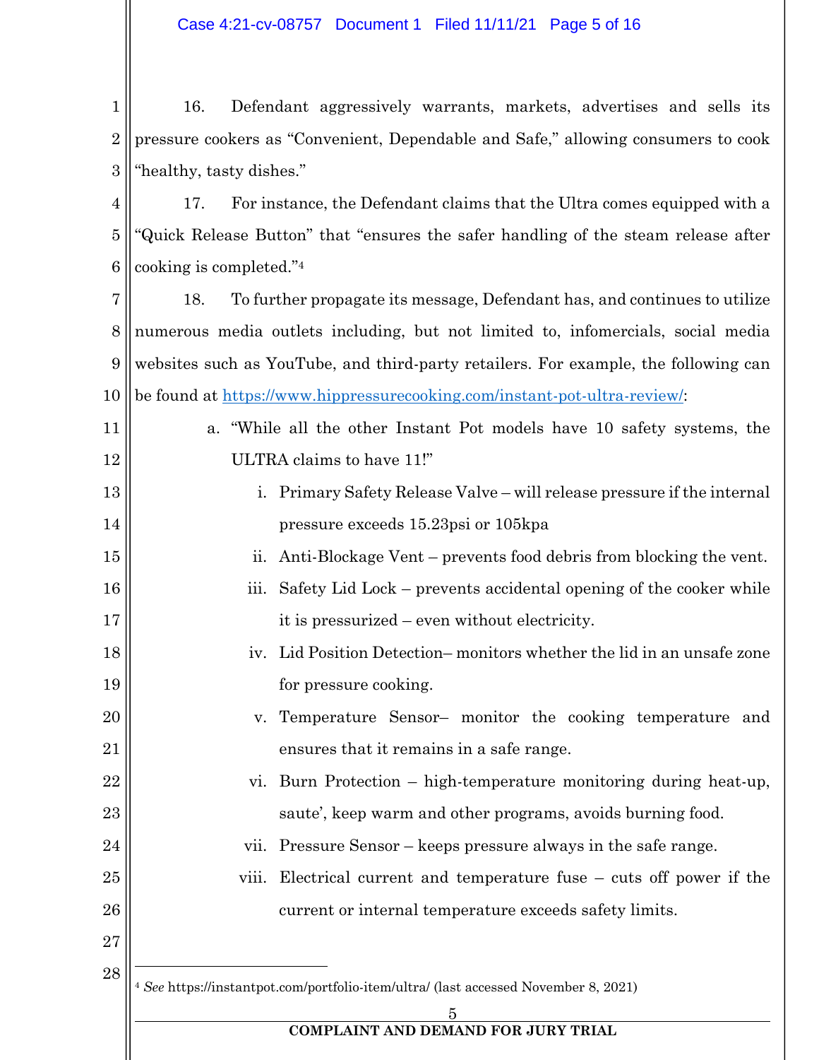16. Defendant aggressively warrants, markets, advertises and sells its pressure cookers as "Convenient, Dependable and Safe," allowing consumers to cook "healthy, tasty dishes."

17. For instance, the Defendant claims that the Ultra comes equipped with a "Quick Release Button" that "ensures the safer handling of the steam release after cooking is completed."[4]

18. To further propagate its message, Defendant has, and continues to utilize numerous media outlets including, but not limited to, infomercials, social media websites such as YouTube, and third-party retailers. For example, the following can be found at https://www.hippressurecooking.com/instant-pot-ultra-review/:

a. "While all the other Instant Pot models have 10 safety systems, the ULTRA claims to have 11!"

   i. Primary Safety Release Valve – will release pressure if the internal pressure exceeds 15.23psi or 105kpa

   ii. Anti-Blockage Vent – prevents food debris from blocking the vent.

   iii. Safety Lid Lock – prevents accidental opening of the cooker while it is pressurized – even without electricity.

   iv. Lid Position Detection– monitors whether the lid in an unsafe zone for pressure cooking.

   v. Temperature Sensor– monitor the cooking temperature and ensures that it remains in a safe range.

   vi. Burn Protection – high-temperature monitoring during heat-up, saute', keep warm and other programs, avoids burning food.

   vii. Pressure Sensor – keeps pressure always in the safe range.

   viii. Electrical current and temperature fuse – cuts off power if the current or internal temperature exceeds safety limits.

---

[4] *See* https://instantpot.com/portfolio-item/ultra/ (last accessed November 8, 2021)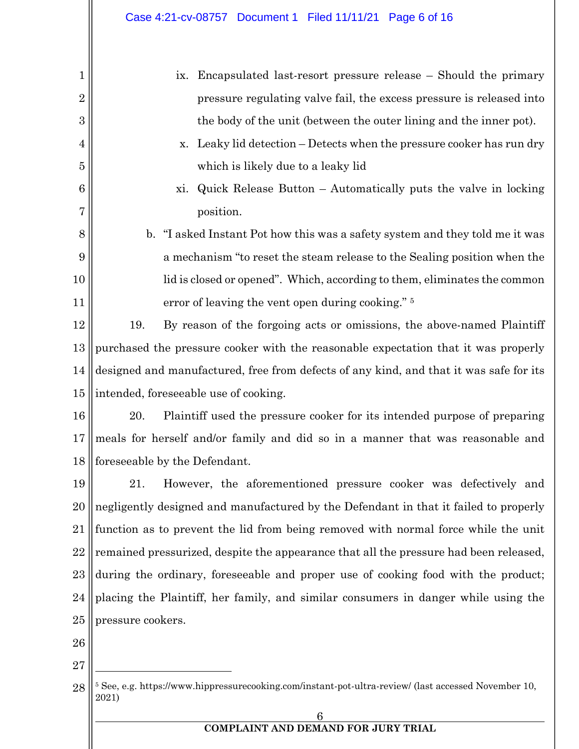ix. Encapsulated last-resort pressure release – Should the primary pressure regulating valve fail, the excess pressure is released into the body of the unit (between the outer lining and the inner pot).

x. Leaky lid detection – Detects when the pressure cooker has run dry which is likely due to a leaky lid

xi. Quick Release Button – Automatically puts the valve in locking position.

b. "I asked Instant Pot how this was a safety system and they told me it was a mechanism "to reset the steam release to the Sealing position when the lid is closed or opened". Which, according to them, eliminates the common error of leaving the vent open during cooking." [5]

19. By reason of the forgoing acts or omissions, the above-named Plaintiff purchased the pressure cooker with the reasonable expectation that it was properly designed and manufactured, free from defects of any kind, and that it was safe for its intended, foreseeable use of cooking.

20. Plaintiff used the pressure cooker for its intended purpose of preparing meals for herself and/or family and did so in a manner that was reasonable and foreseeable by the Defendant.

21. However, the aforementioned pressure cooker was defectively and negligently designed and manufactured by the Defendant in that it failed to properly function as to prevent the lid from being removed with normal force while the unit remained pressurized, despite the appearance that all the pressure had been released, during the ordinary, foreseeable and proper use of cooking food with the product; placing the Plaintiff, her family, and similar consumers in danger while using the pressure cookers.

---

[5] See, e.g. https://www.hippressurecooking.com/instant-pot-ultra-review/ (last accessed November 10, 2021)

**COMPLAINT AND DEMAND FOR JURY TRIAL**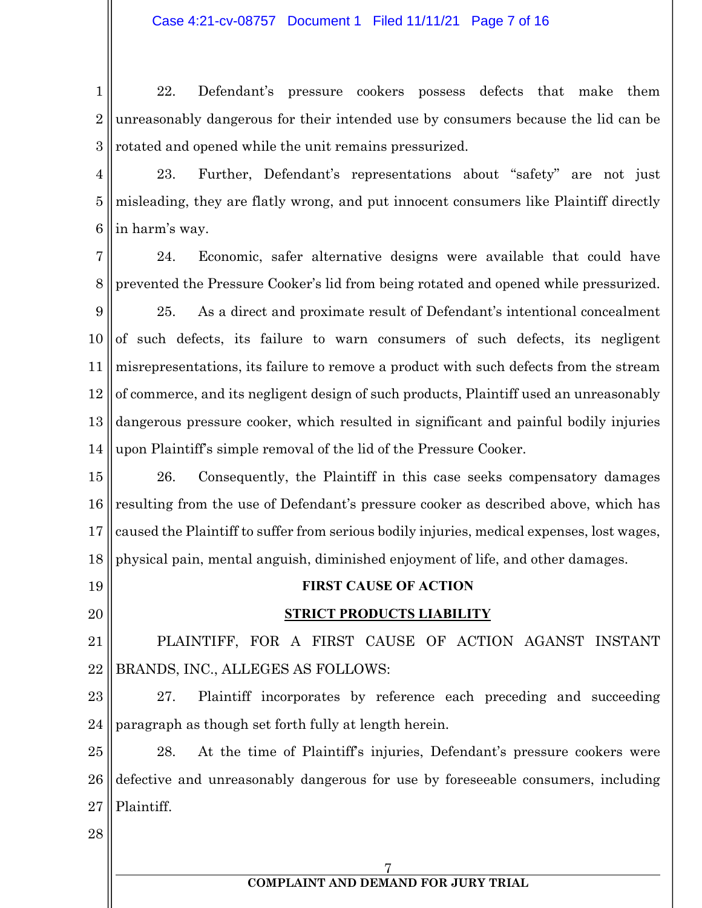22. Defendant's pressure cookers possess defects that make them unreasonably dangerous for their intended use by consumers because the lid can be rotated and opened while the unit remains pressurized.

23. Further, Defendant's representations about "safety" are not just misleading, they are flatly wrong, and put innocent consumers like Plaintiff directly in harm's way.

24. Economic, safer alternative designs were available that could have prevented the Pressure Cooker's lid from being rotated and opened while pressurized.

25. As a direct and proximate result of Defendant's intentional concealment of such defects, its failure to warn consumers of such defects, its negligent misrepresentations, its failure to remove a product with such defects from the stream of commerce, and its negligent design of such products, Plaintiff used an unreasonably dangerous pressure cooker, which resulted in significant and painful bodily injuries upon Plaintiff's simple removal of the lid of the Pressure Cooker.

26. Consequently, the Plaintiff in this case seeks compensatory damages resulting from the use of Defendant's pressure cooker as described above, which has caused the Plaintiff to suffer from serious bodily injuries, medical expenses, lost wages, physical pain, mental anguish, diminished enjoyment of life, and other damages.

**FIRST CAUSE OF ACTION**

**STRICT PRODUCTS LIABILITY**

PLAINTIFF, FOR A FIRST CAUSE OF ACTION AGANST INSTANT BRANDS, INC., ALLEGES AS FOLLOWS:

27. Plaintiff incorporates by reference each preceding and succeeding paragraph as though set forth fully at length herein.

28. At the time of Plaintiff's injuries, Defendant's pressure cookers were defective and unreasonably dangerous for use by foreseeable consumers, including Plaintiff.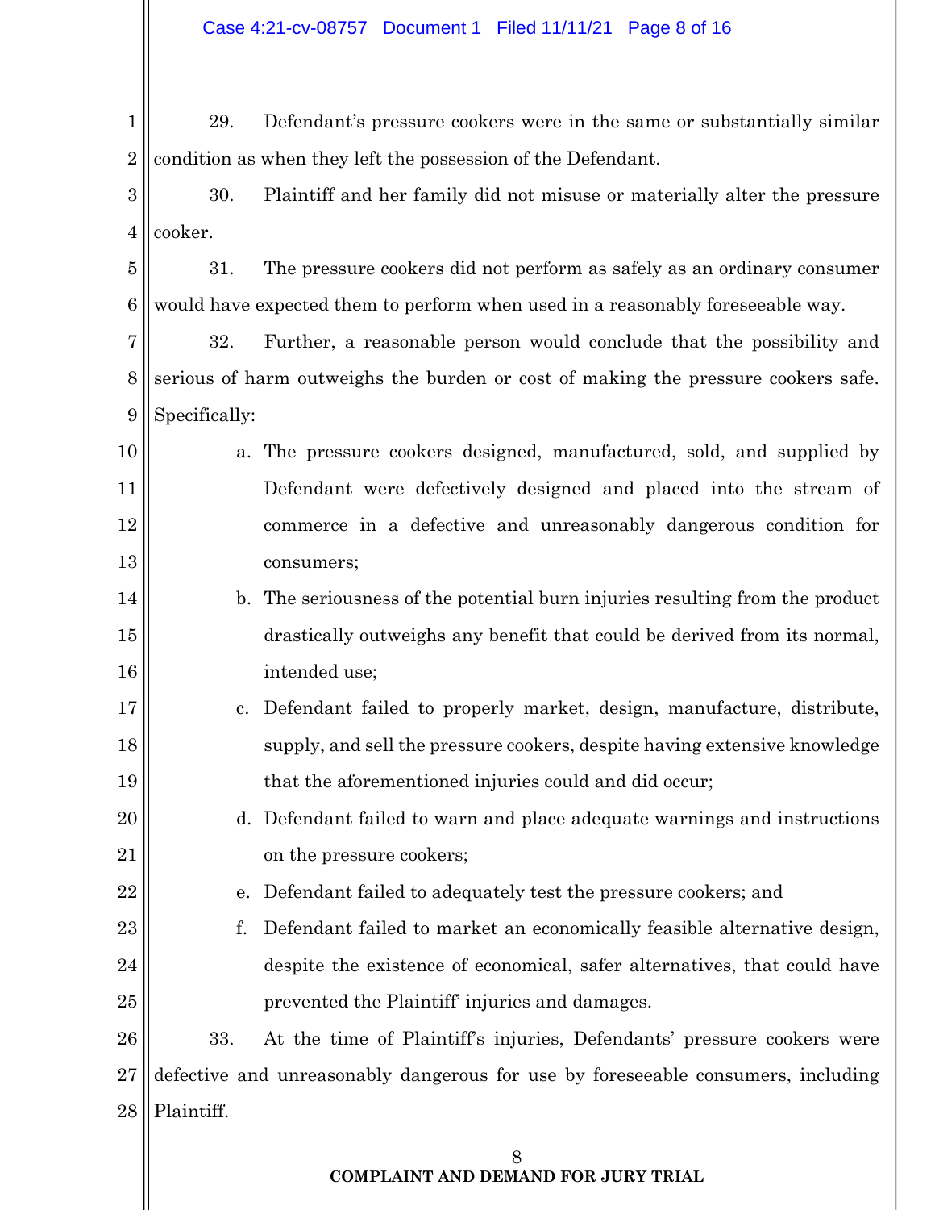29. Defendant's pressure cookers were in the same or substantially similar condition as when they left the possession of the Defendant.

30. Plaintiff and her family did not misuse or materially alter the pressure cooker.

31. The pressure cookers did not perform as safely as an ordinary consumer would have expected them to perform when used in a reasonably foreseeable way.

32. Further, a reasonable person would conclude that the possibility and serious of harm outweighs the burden or cost of making the pressure cookers safe. Specifically:

a. The pressure cookers designed, manufactured, sold, and supplied by Defendant were defectively designed and placed into the stream of commerce in a defective and unreasonably dangerous condition for consumers;

b. The seriousness of the potential burn injuries resulting from the product drastically outweighs any benefit that could be derived from its normal, intended use;

c. Defendant failed to properly market, design, manufacture, distribute, supply, and sell the pressure cookers, despite having extensive knowledge that the aforementioned injuries could and did occur;

d. Defendant failed to warn and place adequate warnings and instructions on the pressure cookers;

e. Defendant failed to adequately test the pressure cookers; and

f. Defendant failed to market an economically feasible alternative design, despite the existence of economical, safer alternatives, that could have prevented the Plaintiff' injuries and damages.

33. At the time of Plaintiff's injuries, Defendants' pressure cookers were defective and unreasonably dangerous for use by foreseeable consumers, including Plaintiff.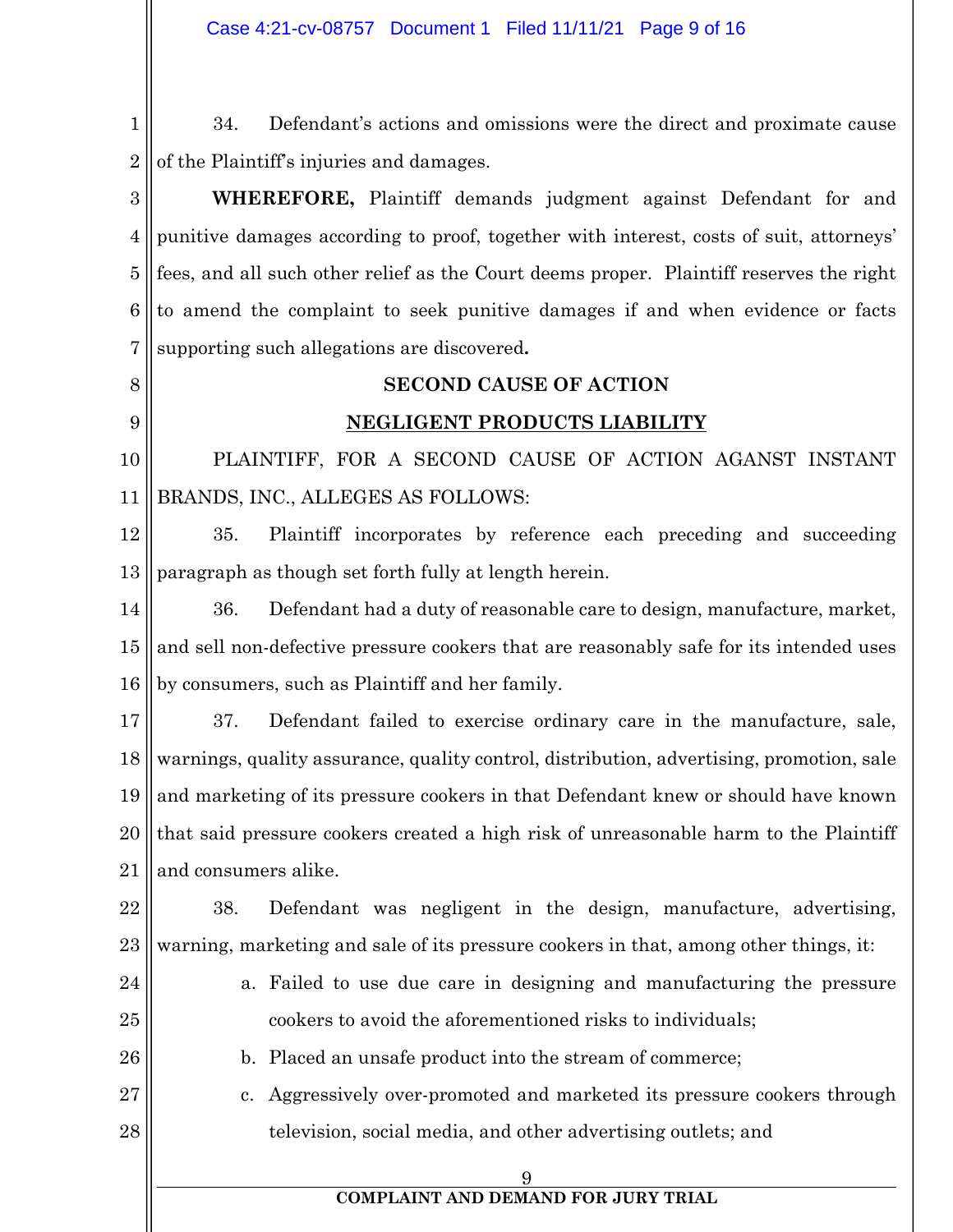34. Defendant's actions and omissions were the direct and proximate cause of the Plaintiff's injuries and damages.

**WHEREFORE,** Plaintiff demands judgment against Defendant for and punitive damages according to proof, together with interest, costs of suit, attorneys' fees, and all such other relief as the Court deems proper. Plaintiff reserves the right to amend the complaint to seek punitive damages if and when evidence or facts supporting such allegations are discovered**.**

**SECOND CAUSE OF ACTION**

**NEGLIGENT PRODUCTS LIABILITY**

PLAINTIFF, FOR A SECOND CAUSE OF ACTION AGANST INSTANT BRANDS, INC., ALLEGES AS FOLLOWS:

35. Plaintiff incorporates by reference each preceding and succeeding paragraph as though set forth fully at length herein.

36. Defendant had a duty of reasonable care to design, manufacture, market, and sell non-defective pressure cookers that are reasonably safe for its intended uses by consumers, such as Plaintiff and her family.

37. Defendant failed to exercise ordinary care in the manufacture, sale, warnings, quality assurance, quality control, distribution, advertising, promotion, sale and marketing of its pressure cookers in that Defendant knew or should have known that said pressure cookers created a high risk of unreasonable harm to the Plaintiff and consumers alike.

38. Defendant was negligent in the design, manufacture, advertising, warning, marketing and sale of its pressure cookers in that, among other things, it:

a. Failed to use due care in designing and manufacturing the pressure cookers to avoid the aforementioned risks to individuals;

b. Placed an unsafe product into the stream of commerce;

c. Aggressively over-promoted and marketed its pressure cookers through television, social media, and other advertising outlets; and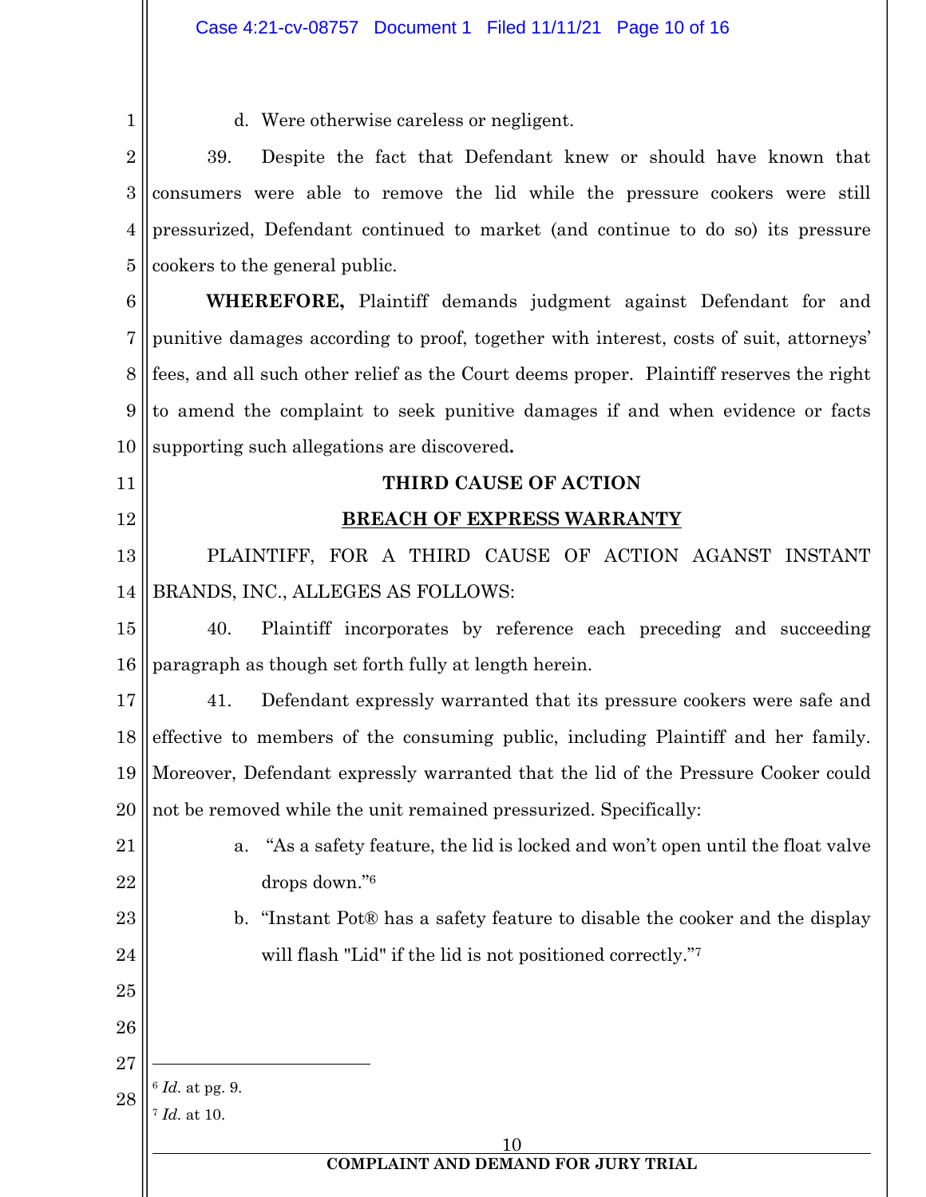d. Were otherwise careless or negligent.

39. Despite the fact that Defendant knew or should have known that consumers were able to remove the lid while the pressure cookers were still pressurized, Defendant continued to market (and continue to do so) its pressure cookers to the general public.

**WHEREFORE,** Plaintiff demands judgment against Defendant for and punitive damages according to proof, together with interest, costs of suit, attorneys' fees, and all such other relief as the Court deems proper. Plaintiff reserves the right to amend the complaint to seek punitive damages if and when evidence or facts supporting such allegations are discovered**.**

**THIRD CAUSE OF ACTION**

**BREACH OF EXPRESS WARRANTY**

PLAINTIFF, FOR A THIRD CAUSE OF ACTION AGANST INSTANT BRANDS, INC., ALLEGES AS FOLLOWS:

40. Plaintiff incorporates by reference each preceding and succeeding paragraph as though set forth fully at length herein.

41. Defendant expressly warranted that its pressure cookers were safe and effective to members of the consuming public, including Plaintiff and her family. Moreover, Defendant expressly warranted that the lid of the Pressure Cooker could not be removed while the unit remained pressurized. Specifically:

a. "As a safety feature, the lid is locked and won't open until the float valve drops down."[6]

b. "Instant Pot® has a safety feature to disable the cooker and the display will flash "Lid" if the lid is not positioned correctly."[7]

---

[6] *Id.* at pg. 9.

[7] *Id.* at 10.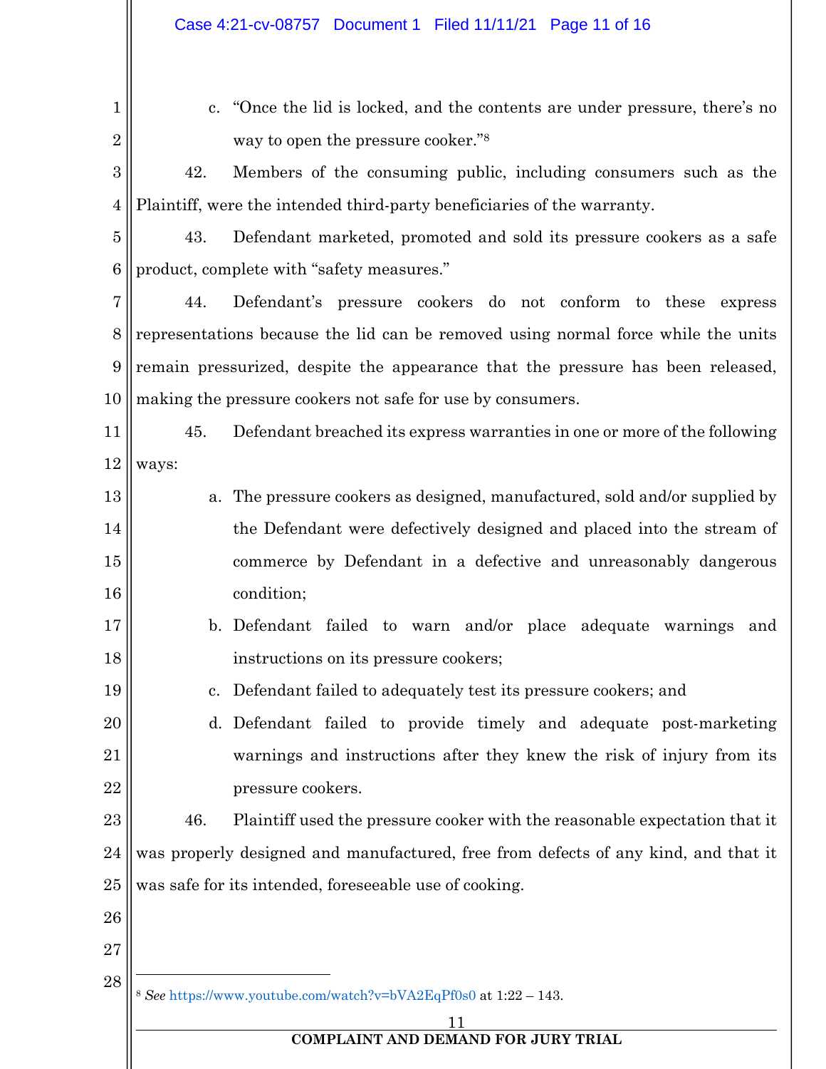c. "Once the lid is locked, and the contents are under pressure, there's no way to open the pressure cooker."[8]

42. Members of the consuming public, including consumers such as the Plaintiff, were the intended third-party beneficiaries of the warranty.

43. Defendant marketed, promoted and sold its pressure cookers as a safe product, complete with "safety measures."

44. Defendant's pressure cookers do not conform to these express representations because the lid can be removed using normal force while the units remain pressurized, despite the appearance that the pressure has been released, making the pressure cookers not safe for use by consumers.

45. Defendant breached its express warranties in one or more of the following ways:

a. The pressure cookers as designed, manufactured, sold and/or supplied by the Defendant were defectively designed and placed into the stream of commerce by Defendant in a defective and unreasonably dangerous condition;

b. Defendant failed to warn and/or place adequate warnings and instructions on its pressure cookers;

c. Defendant failed to adequately test its pressure cookers; and

d. Defendant failed to provide timely and adequate post-marketing warnings and instructions after they knew the risk of injury from its pressure cookers.

46. Plaintiff used the pressure cooker with the reasonable expectation that it was properly designed and manufactured, free from defects of any kind, and that it was safe for its intended, foreseeable use of cooking.

---

[8] *See* https://www.youtube.com/watch?v=bVA2EqPf0s0 at 1:22 – 143.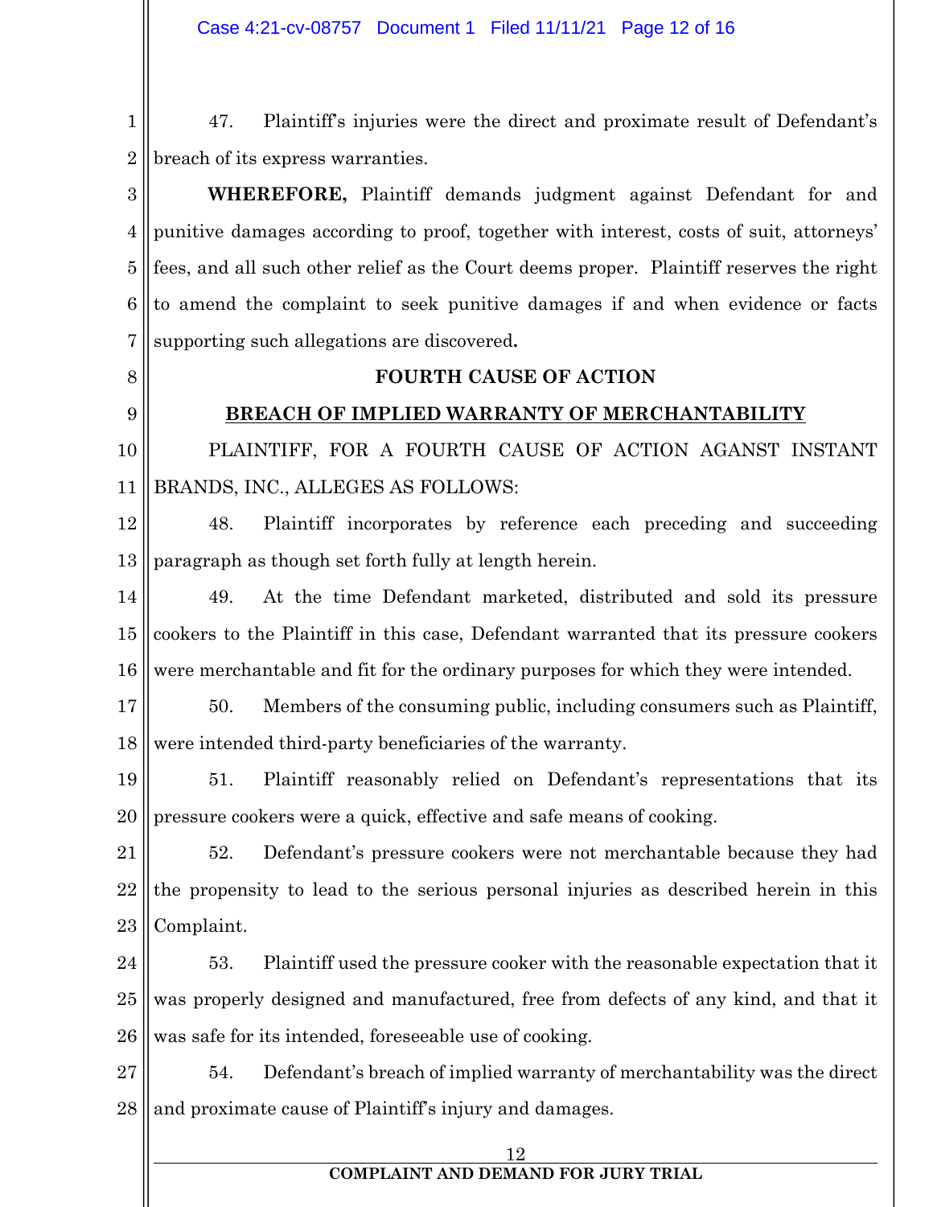47. Plaintiff's injuries were the direct and proximate result of Defendant's breach of its express warranties.

**WHEREFORE,** Plaintiff demands judgment against Defendant for and punitive damages according to proof, together with interest, costs of suit, attorneys' fees, and all such other relief as the Court deems proper. Plaintiff reserves the right to amend the complaint to seek punitive damages if and when evidence or facts supporting such allegations are discovered**.**

**FOURTH CAUSE OF ACTION**

**BREACH OF IMPLIED WARRANTY OF MERCHANTABILITY**

PLAINTIFF, FOR A FOURTH CAUSE OF ACTION AGANST INSTANT BRANDS, INC., ALLEGES AS FOLLOWS:

48. Plaintiff incorporates by reference each preceding and succeeding paragraph as though set forth fully at length herein.

49. At the time Defendant marketed, distributed and sold its pressure cookers to the Plaintiff in this case, Defendant warranted that its pressure cookers were merchantable and fit for the ordinary purposes for which they were intended.

50. Members of the consuming public, including consumers such as Plaintiff, were intended third-party beneficiaries of the warranty.

51. Plaintiff reasonably relied on Defendant's representations that its pressure cookers were a quick, effective and safe means of cooking.

52. Defendant's pressure cookers were not merchantable because they had the propensity to lead to the serious personal injuries as described herein in this Complaint.

53. Plaintiff used the pressure cooker with the reasonable expectation that it was properly designed and manufactured, free from defects of any kind, and that it was safe for its intended, foreseeable use of cooking.

54. Defendant's breach of implied warranty of merchantability was the direct and proximate cause of Plaintiff's injury and damages.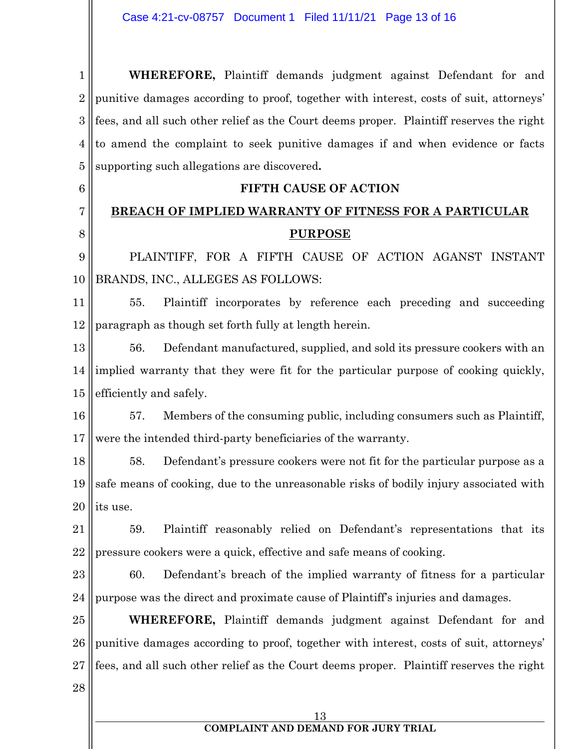**WHEREFORE,** Plaintiff demands judgment against Defendant for and punitive damages according to proof, together with interest, costs of suit, attorneys' fees, and all such other relief as the Court deems proper. Plaintiff reserves the right to amend the complaint to seek punitive damages if and when evidence or facts supporting such allegations are discovered**.**

**FIFTH CAUSE OF ACTION**

**BREACH OF IMPLIED WARRANTY OF FITNESS FOR A PARTICULAR PURPOSE**

PLAINTIFF, FOR A FIFTH CAUSE OF ACTION AGANST INSTANT BRANDS, INC., ALLEGES AS FOLLOWS:

55. Plaintiff incorporates by reference each preceding and succeeding paragraph as though set forth fully at length herein.

56. Defendant manufactured, supplied, and sold its pressure cookers with an implied warranty that they were fit for the particular purpose of cooking quickly, efficiently and safely.

57. Members of the consuming public, including consumers such as Plaintiff, were the intended third-party beneficiaries of the warranty.

58. Defendant's pressure cookers were not fit for the particular purpose as a safe means of cooking, due to the unreasonable risks of bodily injury associated with its use.

59. Plaintiff reasonably relied on Defendant's representations that its pressure cookers were a quick, effective and safe means of cooking.

60. Defendant's breach of the implied warranty of fitness for a particular purpose was the direct and proximate cause of Plaintiff's injuries and damages.

**WHEREFORE,** Plaintiff demands judgment against Defendant for and punitive damages according to proof, together with interest, costs of suit, attorneys' fees, and all such other relief as the Court deems proper. Plaintiff reserves the right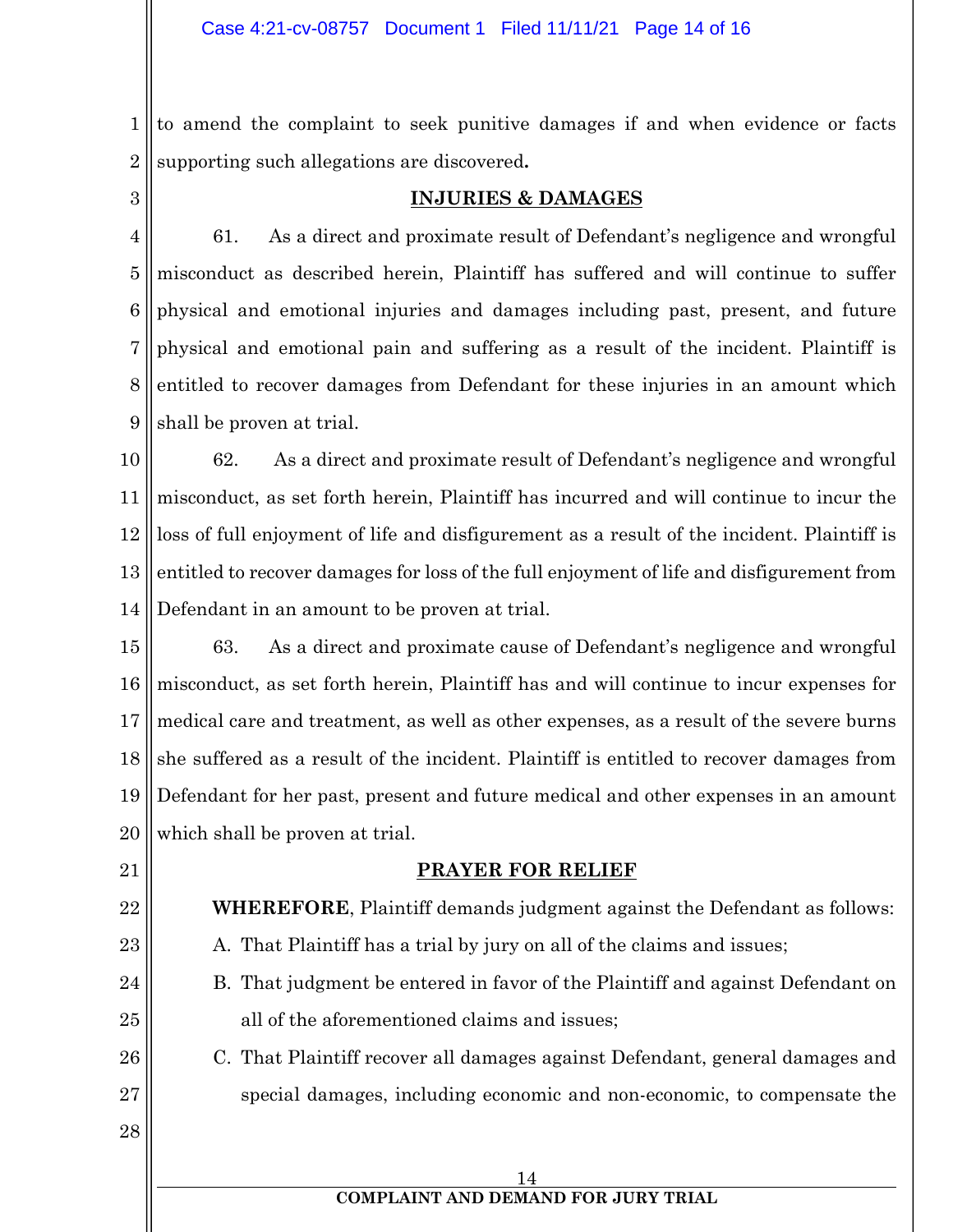to amend the complaint to seek punitive damages if and when evidence or facts supporting such allegations are discovered**.**

## INJURIES & DAMAGES

61. As a direct and proximate result of Defendant's negligence and wrongful misconduct as described herein, Plaintiff has suffered and will continue to suffer physical and emotional injuries and damages including past, present, and future physical and emotional pain and suffering as a result of the incident. Plaintiff is entitled to recover damages from Defendant for these injuries in an amount which shall be proven at trial.

62. As a direct and proximate result of Defendant's negligence and wrongful misconduct, as set forth herein, Plaintiff has incurred and will continue to incur the loss of full enjoyment of life and disfigurement as a result of the incident. Plaintiff is entitled to recover damages for loss of the full enjoyment of life and disfigurement from Defendant in an amount to be proven at trial.

63. As a direct and proximate cause of Defendant's negligence and wrongful misconduct, as set forth herein, Plaintiff has and will continue to incur expenses for medical care and treatment, as well as other expenses, as a result of the severe burns she suffered as a result of the incident. Plaintiff is entitled to recover damages from Defendant for her past, present and future medical and other expenses in an amount which shall be proven at trial.

## PRAYER FOR RELIEF

**WHEREFORE**, Plaintiff demands judgment against the Defendant as follows:

A. That Plaintiff has a trial by jury on all of the claims and issues;

B. That judgment be entered in favor of the Plaintiff and against Defendant on all of the aforementioned claims and issues;

C. That Plaintiff recover all damages against Defendant, general damages and special damages, including economic and non-economic, to compensate the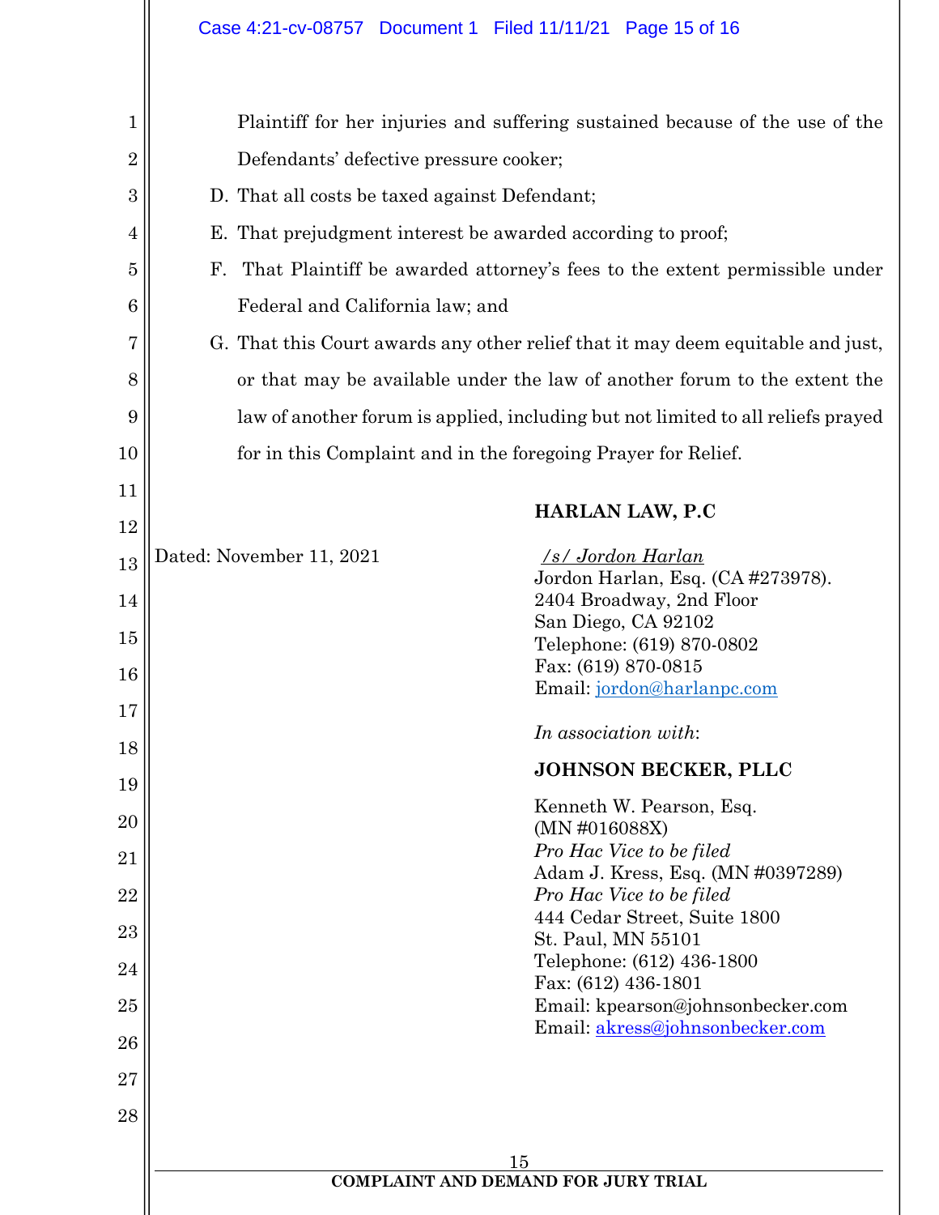Plaintiff for her injuries and suffering sustained because of the use of the Defendants' defective pressure cooker;

D. That all costs be taxed against Defendant;

E. That prejudgment interest be awarded according to proof;

F. That Plaintiff be awarded attorney's fees to the extent permissible under Federal and California law; and

G. That this Court awards any other relief that it may deem equitable and just, or that may be available under the law of another forum to the extent the law of another forum is applied, including but not limited to all reliefs prayed for in this Complaint and in the foregoing Prayer for Relief.

Dated: November 11, 2021

**HARLAN LAW, P.C**

/s/ Jordon Harlan
Jordon Harlan, Esq. (CA #273978).
2404 Broadway, 2nd Floor
San Diego, CA 92102
Telephone: (619) 870-0802
Fax: (619) 870-0815
Email: jordon@harlanpc.com

*In association with*:

**JOHNSON BECKER, PLLC**

Kenneth W. Pearson, Esq.
(MN #016088X)
*Pro Hac Vice to be filed*
Adam J. Kress, Esq. (MN #0397289)
*Pro Hac Vice to be filed*
444 Cedar Street, Suite 1800
St. Paul, MN 55101
Telephone: (612) 436-1800
Fax: (612) 436-1801
Email: kpearson@johnsonbecker.com
Email: akress@johnsonbecker.com

**COMPLAINT AND DEMAND FOR JURY TRIAL**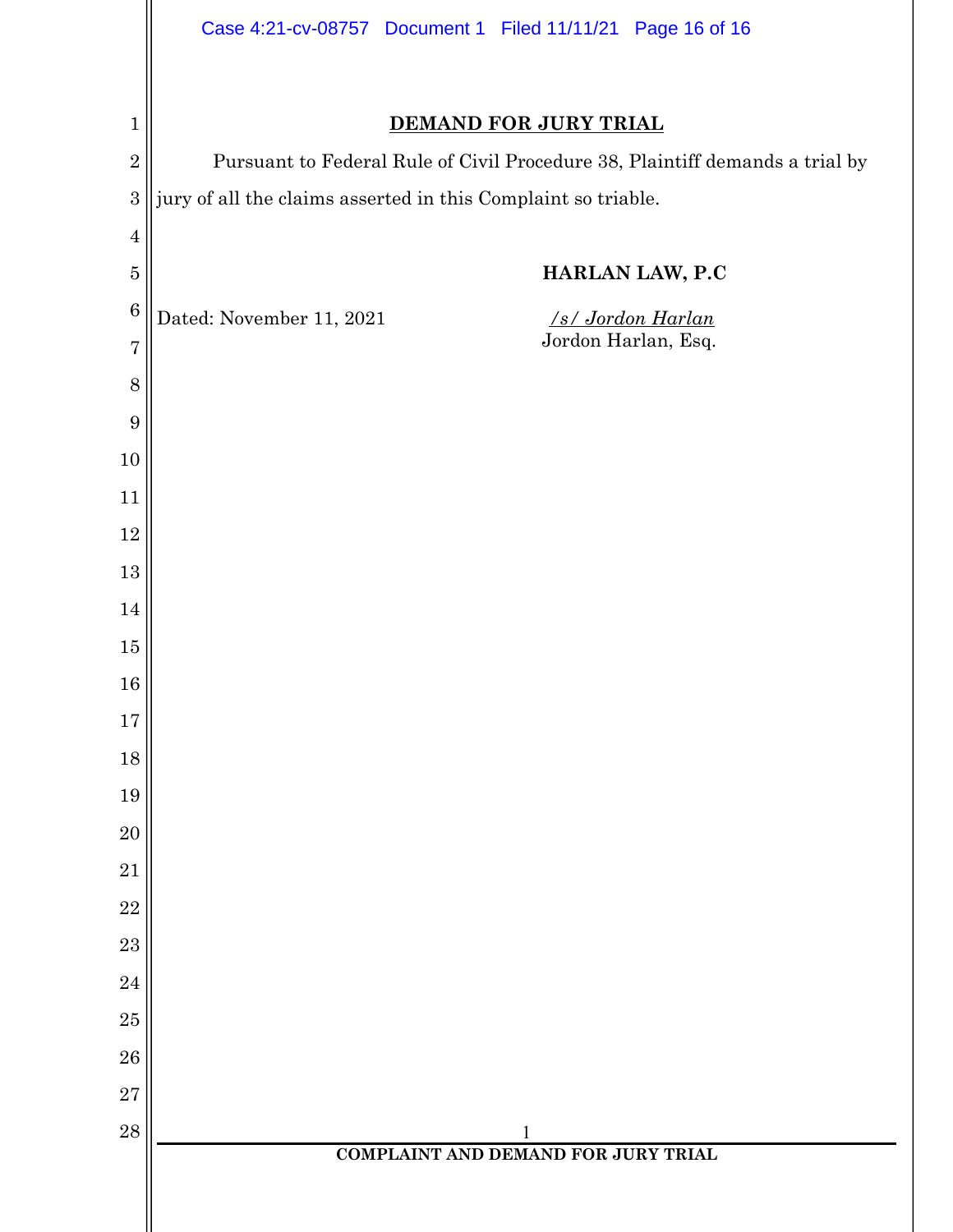**DEMAND FOR JURY TRIAL**

Pursuant to Federal Rule of Civil Procedure 38, Plaintiff demands a trial by jury of all the claims asserted in this Complaint so triable.

**HARLAN LAW, P.C**

Dated: November 11, 2021

*/s/ Jordon Harlan*
Jordon Harlan, Esq.